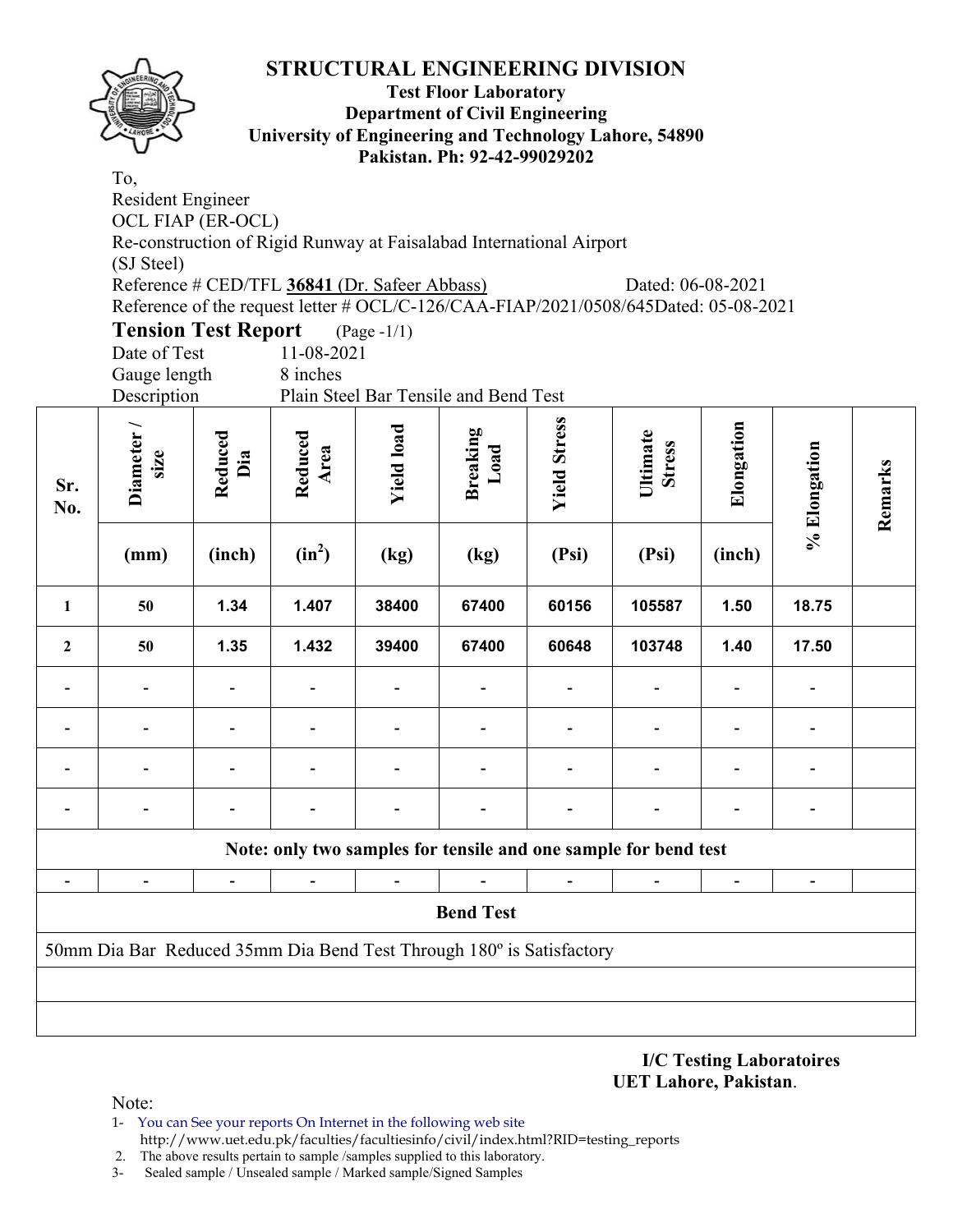# STRUCTURAL ENGINEERING DIVISION

**Test Floor Laboratory**
**Department of Civil Engineering**
**University of Engineering and Technology Lahore, 54890**
**Pakistan. Ph: 92-42-99029202**

To,
Resident Engineer
OCL FIAP (ER-OCL)
Re-construction of Rigid Runway at Faisalabad International Airport
(SJ Steel)
Reference # CED/TFL **36841** (Dr. Safeer Abbass) Dated: 06-08-2021
Reference of the request letter # OCL/C-126/CAA-FIAP/2021/0508/645Dated: 05-08-2021

**Tension Test Report** (Page -1/1)
Date of Test 11-08-2021
Gauge length 8 inches
Description Plain Steel Bar Tensile and Bend Test

| Sr. No. | Diameter / size (mm) | Reduced Dia (inch) | Reduced Area ($in^2$) | Yield load (kg) | Breaking Load (kg) | Yield Stress (Psi) | Ultimate Stress (Psi) | Elongation (inch) | % Elongation | Remarks |
|---|---|---|---|---|---|---|---|---|---|---|
| 1 | 50 | 1.34 | 1.407 | 38400 | 67400 | 60156 | 105587 | 1.50 | 18.75 | |
| 2 | 50 | 1.35 | 1.432 | 39400 | 67400 | 60648 | 103748 | 1.40 | 17.50 | |
| - | - | - | - | - | - | - | - | - | - | |
| - | - | - | - | - | - | - | - | - | - | |
| - | - | - | - | - | - | - | - | - | - | |
| - | - | - | - | - | - | - | - | - | - | |
| **Note: only two samples for tensile and one sample for bend test** | | | | | | | | | | |
| - | - | - | - | - | - | - | - | - | - | |
| **Bend Test** | | | | | | | | | | |
| 50mm Dia Bar Reduced 35mm Dia Bend Test Through 180º is Satisfactory | | | | | | | | | | |

**I/C Testing Laboratoires**
**UET Lahore, Pakistan.**

Note:
1- You can See your reports On Internet in the following web site
http://www.uet.edu.pk/faculties/facultiesinfo/civil/index.html?RID=testing_reports
2. The above results pertain to sample /samples supplied to this laboratory.
3- Sealed sample / Unsealed sample / Marked sample/Signed Samples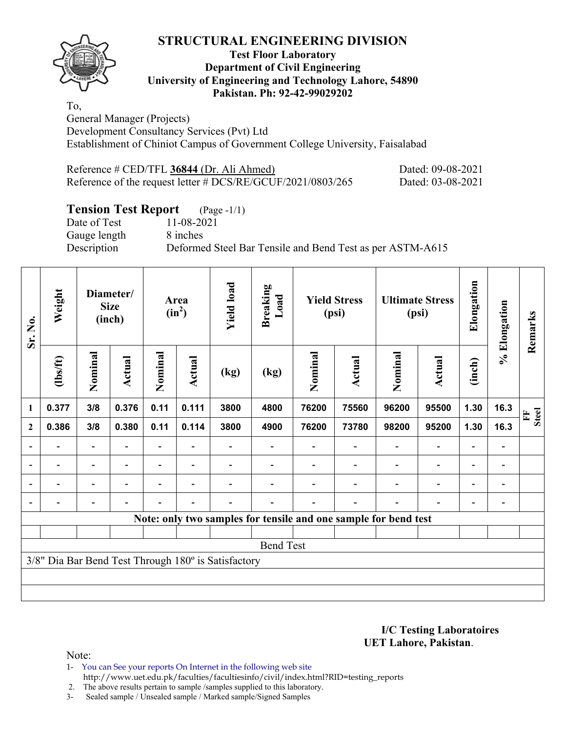# STRUCTURAL ENGINEERING DIVISION

**Test Floor Laboratory**
**Department of Civil Engineering**
**University of Engineering and Technology Lahore, 54890**
**Pakistan. Ph: 92-42-99029202**

To,
General Manager (Projects)
Development Consultancy Services (Pvt) Ltd
Establishment of Chiniot Campus of Government College University, Faisalabad

Reference # CED/TFL **36844** (Dr. Ali Ahmed) Dated: 09-08-2021
Reference of the request letter # DCS/RE/GCUF/2021/0803/265 Dated: 03-08-2021

## Tension Test Report (Page -1/1)

Date of Test 11-08-2021
Gauge length 8 inches
Description Deformed Steel Bar Tensile and Bend Test as per ASTM-A615

| Sr. No. | Weight | Diameter/ Size (inch) | | Area ($in^2$) | | Yield load | Breaking Load | Yield Stress (psi) | | Ultimate Stress (psi) | | Elongation | % Elongation | Remarks |
|---|---|---|---|---|---|---|---|---|---|---|---|---|---|---|
| | (lbs/ft) | Nominal | Actual | Nominal | Actual | (kg) | (kg) | Nominal | Actual | Nominal | Actual | (inch) | | |
| 1 | 0.377 | 3/8 | 0.376 | 0.11 | 0.111 | 3800 | 4800 | 76200 | 75560 | 96200 | 95500 | 1.30 | 16.3 | FF Steel |
| 2 | 0.386 | 3/8 | 0.380 | 0.11 | 0.114 | 3800 | 4900 | 76200 | 73780 | 98200 | 95200 | 1.30 | 16.3 | |
| - | - | - | - | - | - | - | - | - | - | - | - | - | - | |
| - | - | - | - | - | - | - | - | - | - | - | - | - | - | |
| - | - | - | - | - | - | - | - | - | - | - | - | - | - | |
| - | - | - | - | - | - | - | - | - | - | - | - | - | - | |

**Note: only two samples for tensile and one sample for bend test**

Bend Test

3/8" Dia Bar Bend Test Through 180º is Satisfactory

**I/C Testing Laboratoires**
**UET Lahore, Pakistan**.

Note:

1- You can See your reports On Internet in the following web site
http://www.uet.edu.pk/faculties/facultiesinfo/civil/index.html?RID=testing_reports

2. The above results pertain to sample /samples supplied to this laboratory.

3- Sealed sample / Unsealed sample / Marked sample/Signed Samples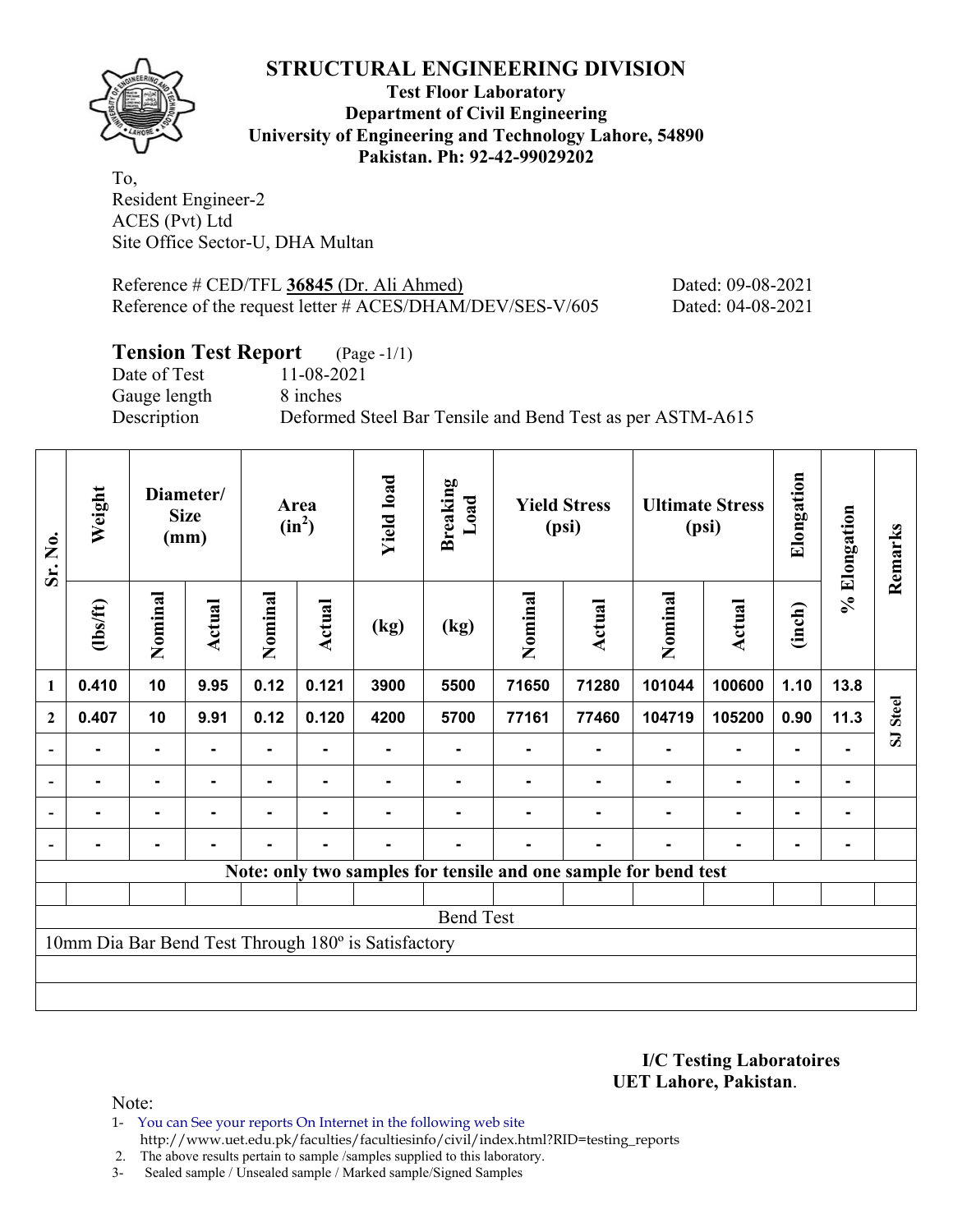# STRUCTURAL ENGINEERING DIVISION

**Test Floor Laboratory**
**Department of Civil Engineering**
**University of Engineering and Technology Lahore, 54890**
**Pakistan. Ph: 92-42-99029202**

To,
Resident Engineer-2
ACES (Pvt) Ltd
Site Office Sector-U, DHA Multan

Reference # CED/TFL **36845** (Dr. Ali Ahmed) Dated: 09-08-2021
Reference of the request letter # ACES/DHAM/DEV/SES-V/605 Dated: 04-08-2021

## Tension Test Report (Page -1/1)

Date of Test 11-08-2021
Gauge length 8 inches
Description Deformed Steel Bar Tensile and Bend Test as per ASTM-A615

| Sr. No. | Weight | Diameter/ Size (mm) | | Area ($in^2$) | | Yield load | Breaking Load | Yield Stress (psi) | | Ultimate Stress (psi) | | Elongation | % Elongation | Remarks |
|---|---|---|---|---|---|---|---|---|---|---|---|---|---|---|
| | (lbs/ft) | Nominal | Actual | Nominal | Actual | (kg) | (kg) | Nominal | Actual | Nominal | Actual | (inch) | | |
| 1 | 0.410 | 10 | 9.95 | 0.12 | 0.121 | 3900 | 5500 | 71650 | 71280 | 101044 | 100600 | 1.10 | 13.8 | SJ Steel |
| 2 | 0.407 | 10 | 9.91 | 0.12 | 0.120 | 4200 | 5700 | 77161 | 77460 | 104719 | 105200 | 0.90 | 11.3 | |
| - | - | - | - | - | - | - | - | - | - | - | - | - | - | |
| - | - | - | - | - | - | - | - | - | - | - | - | - | - | |
| - | - | - | - | - | - | - | - | - | - | - | - | - | - | |
| - | - | - | - | - | - | - | - | - | - | - | - | - | - | |

**Note: only two samples for tensile and one sample for bend test**

Bend Test

10mm Dia Bar Bend Test Through 180º is Satisfactory

**I/C Testing Laboratoires**
**UET Lahore, Pakistan**.

Note:
1- You can See your reports On Internet in the following web site
http://www.uet.edu.pk/faculties/facultiesinfo/civil/index.html?RID=testing_reports
2. The above results pertain to sample /samples supplied to this laboratory.
3- Sealed sample / Unsealed sample / Marked sample/Signed Samples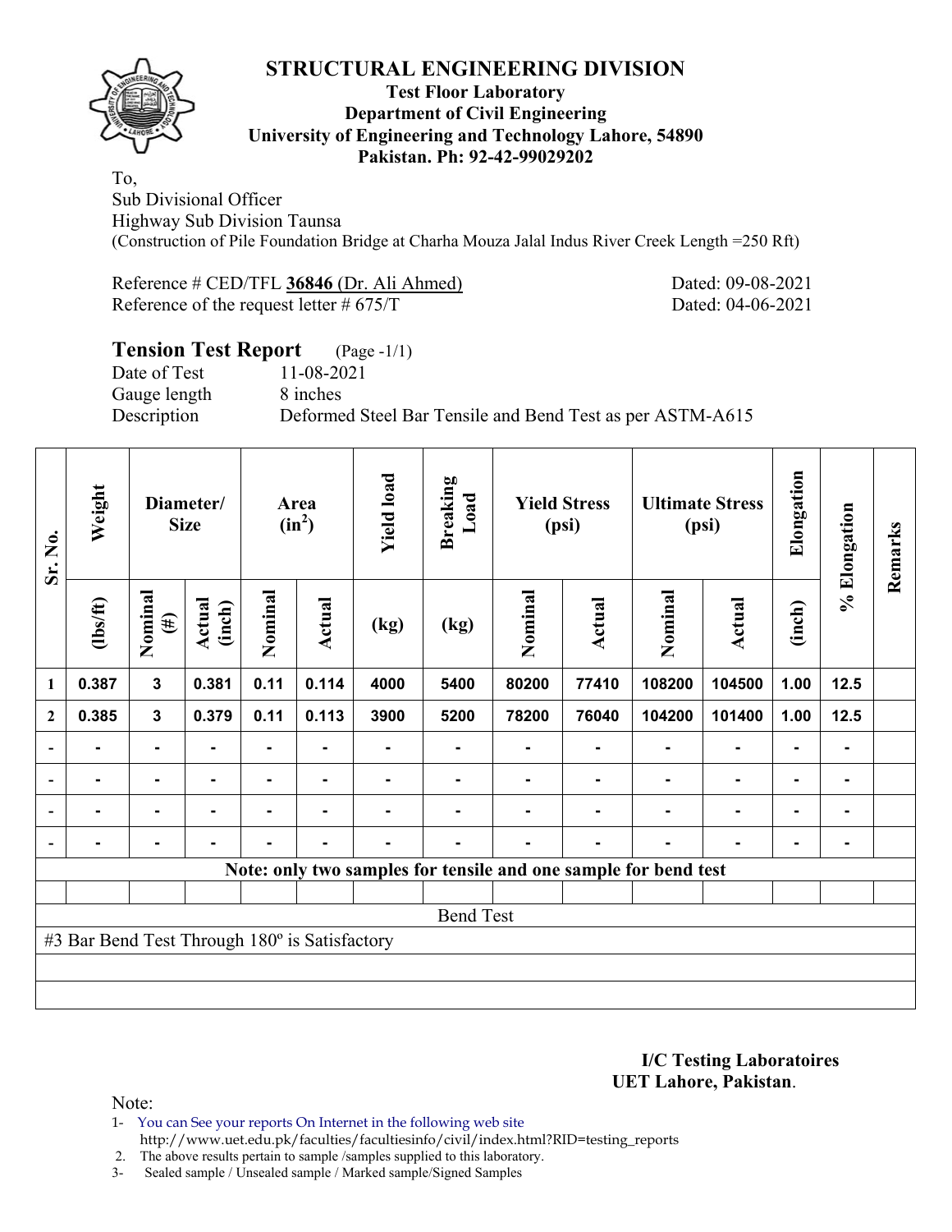# STRUCTURAL ENGINEERING DIVISION

**Test Floor Laboratory**
**Department of Civil Engineering**
**University of Engineering and Technology Lahore, 54890**
**Pakistan. Ph: 92-42-99029202**

To,
Sub Divisional Officer
Highway Sub Division Taunsa
(Construction of Pile Foundation Bridge at Charha Mouza Jalal Indus River Creek Length =250 Rft)

Reference # CED/TFL **36846** (Dr. Ali Ahmed) Dated: 09-08-2021
Reference of the request letter # 675/T Dated: 04-06-2021

## Tension Test Report (Page -1/1)

Date of Test 11-08-2021
Gauge length 8 inches
Description Deformed Steel Bar Tensile and Bend Test as per ASTM-A615

| Sr. No. | Weight | Diameter/ Size | | Area ($in^2$) | | Yield load | Breaking Load | Yield Stress (psi) | | Ultimate Stress (psi) | | Elongation | % Elongation | Remarks |
|---|---|---|---|---|---|---|---|---|---|---|---|---|---|---|
| | (lbs/ft) | Nominal (#) | Actual (inch) | Nominal | Actual | (kg) | (kg) | Nominal | Actual | Nominal | Actual | (inch) | | |
| 1 | 0.387 | 3 | 0.381 | 0.11 | 0.114 | 4000 | 5400 | 80200 | 77410 | 108200 | 104500 | 1.00 | 12.5 | |
| 2 | 0.385 | 3 | 0.379 | 0.11 | 0.113 | 3900 | 5200 | 78200 | 76040 | 104200 | 101400 | 1.00 | 12.5 | |
| - | - | - | - | - | - | - | - | - | - | - | - | - | - | |
| - | - | - | - | - | - | - | - | - | - | - | - | - | - | |
| - | - | - | - | - | - | - | - | - | - | - | - | - | - | |
| - | - | - | - | - | - | - | - | - | - | - | - | - | - | |

**Note: only two samples for tensile and one sample for bend test**

Bend Test

#3 Bar Bend Test Through 180º is Satisfactory

**I/C Testing Laboratoires**
**UET Lahore, Pakistan**.

Note:
1- You can See your reports On Internet in the following web site
http://www.uet.edu.pk/faculties/facultiesinfo/civil/index.html?RID=testing_reports
2. The above results pertain to sample /samples supplied to this laboratory.
3- Sealed sample / Unsealed sample / Marked sample/Signed Samples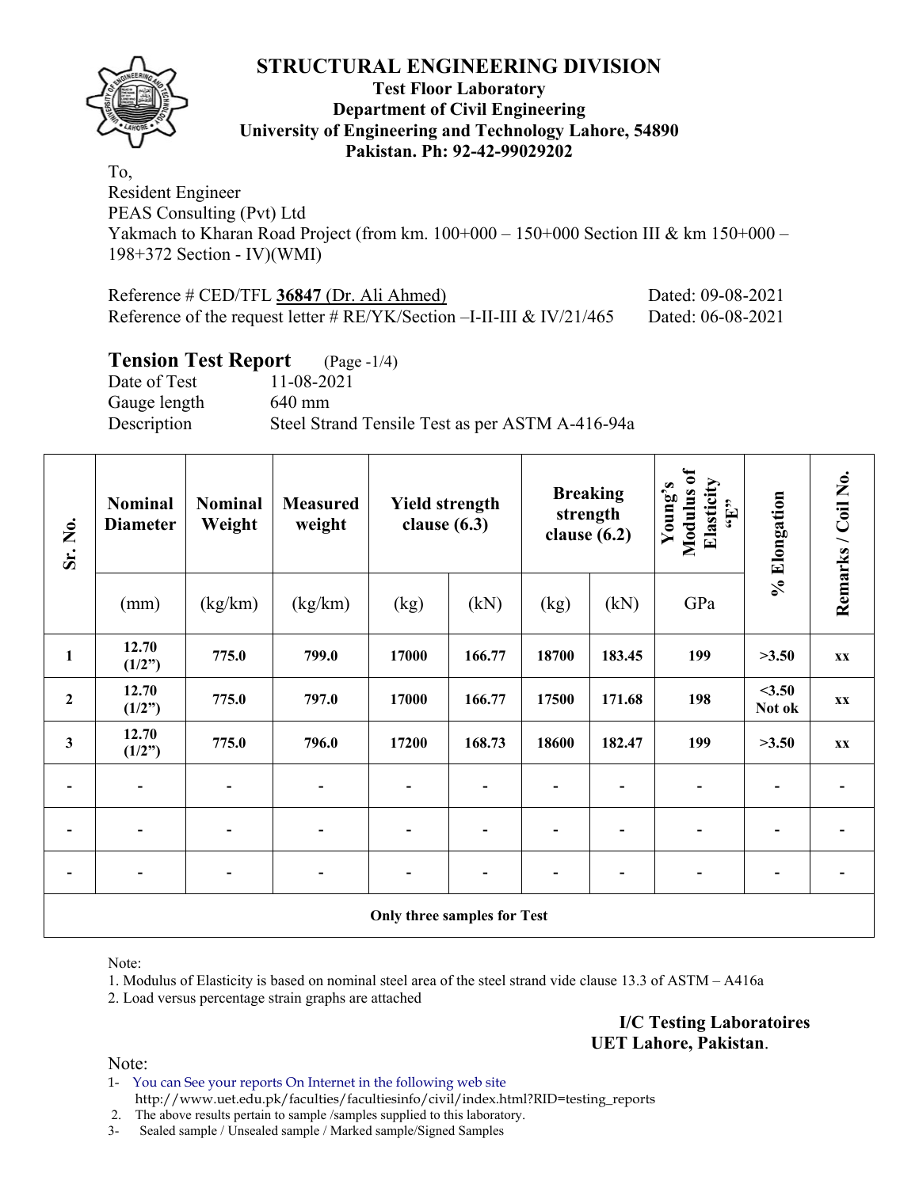# STRUCTURAL ENGINEERING DIVISION

**Test Floor Laboratory**
**Department of Civil Engineering**
**University of Engineering and Technology Lahore, 54890**
**Pakistan. Ph: 92-42-99029202**

To,
Resident Engineer
PEAS Consulting (Pvt) Ltd
Yakmach to Kharan Road Project (from km. 100+000 – 150+000 Section III & km 150+000 – 198+372 Section - IV)(WMI)

Reference # CED/TFL **36847** (Dr. Ali Ahmed) Dated: 09-08-2021
Reference of the request letter # RE/YK/Section –I-II-III & IV/21/465 Dated: 06-08-2021

## Tension Test Report (Page -1/4)

Date of Test 11-08-2021
Gauge length 640 mm
Description Steel Strand Tensile Test as per ASTM A-416-94a

| Sr. No. | Nominal Diameter | Nominal Weight | Measured weight | Yield strength clause (6.3) | | Breaking strength clause (6.2) | | Young's Modulus of Elasticity "E" | % Elongation | Remarks / Coil No. |
|---|---|---|---|---|---|---|---|---|---|---|
| | (mm) | (kg/km) | (kg/km) | (kg) | (kN) | (kg) | (kN) | GPa | | |
| **1** | **12.70 (1/2")** | **775.0** | **799.0** | **17000** | **166.77** | **18700** | **183.45** | **199** | **>3.50** | **xx** |
| **2** | **12.70 (1/2")** | **775.0** | **797.0** | **17000** | **166.77** | **17500** | **171.68** | **198** | **<3.50 Not ok** | **xx** |
| **3** | **12.70 (1/2")** | **775.0** | **796.0** | **17200** | **168.73** | **18600** | **182.47** | **199** | **>3.50** | **xx** |
| - | - | - | - | - | - | - | - | - | - | - |
| - | - | - | - | - | - | - | - | - | - | - |
| - | - | - | - | - | - | - | - | - | - | - |
| **Only three samples for Test** | | | | | | | | | | |

Note:
1. Modulus of Elasticity is based on nominal steel area of the steel strand vide clause 13.3 of ASTM – A416a
2. Load versus percentage strain graphs are attached

**I/C Testing Laboratoires**
**UET Lahore, Pakistan**.

Note:
1- You can See your reports On Internet in the following web site
http://www.uet.edu.pk/faculties/facultiesinfo/civil/index.html?RID=testing_reports
2. The above results pertain to sample /samples supplied to this laboratory.
3- Sealed sample / Unsealed sample / Marked sample/Signed Samples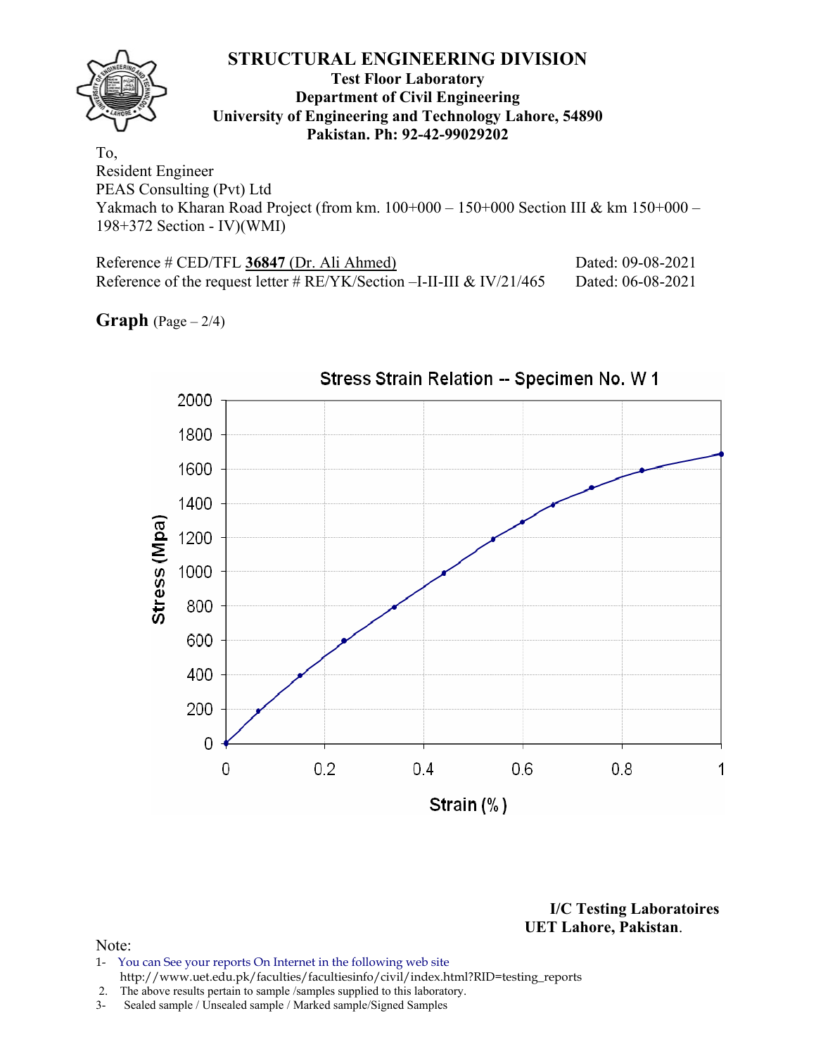# STRUCTURAL ENGINEERING DIVISION

**Test Floor Laboratory**
**Department of Civil Engineering**
**University of Engineering and Technology Lahore, 54890**
**Pakistan. Ph: 92-42-99029202**

To,
Resident Engineer
PEAS Consulting (Pvt) Ltd
Yakmach to Kharan Road Project (from km. 100+000 – 150+000 Section III & km 150+000 – 198+372 Section - IV)(WMI)

Reference # CED/TFL **36847** (Dr. Ali Ahmed) Dated: 09-08-2021
Reference of the request letter # RE/YK/Section –I-II-III & IV/21/465 Dated: 06-08-2021

**Graph** (Page – 2/4)

Stress Strain Relation -- Specimen No. W 1

Stress (Mpa) vs. Strain (%)

**I/C Testing Laboratoires**
**UET Lahore, Pakistan**.

Note:
1- You can See your reports On Internet in the following web site
http://www.uet.edu.pk/faculties/facultiesinfo/civil/index.html?RID=testing_reports
2. The above results pertain to sample /samples supplied to this laboratory.
3- Sealed sample / Unsealed sample / Marked sample/Signed Samples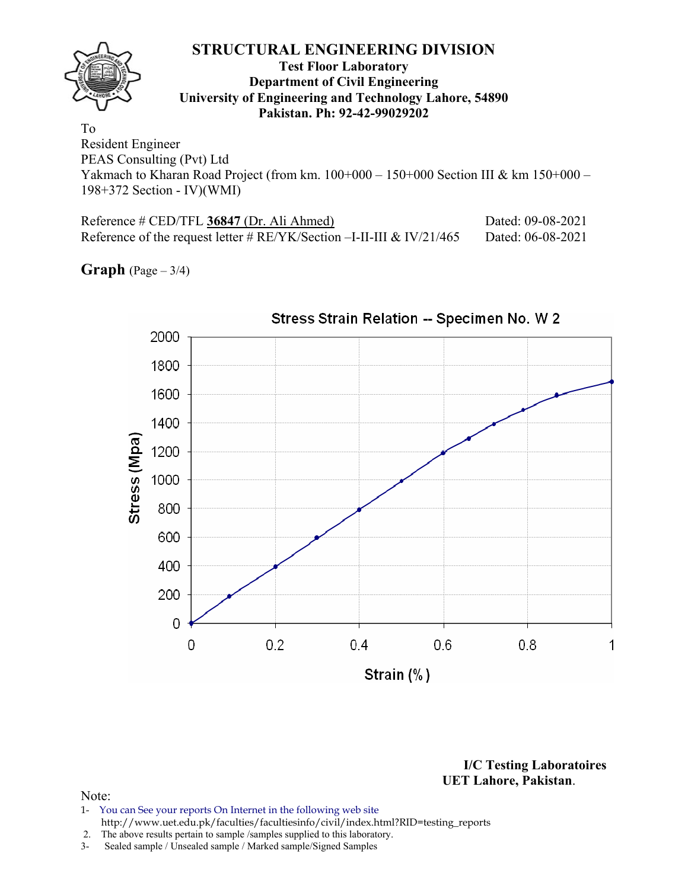# STRUCTURAL ENGINEERING DIVISION

**Test Floor Laboratory**
**Department of Civil Engineering**
**University of Engineering and Technology Lahore, 54890**
**Pakistan. Ph: 92-42-99029202**

To
Resident Engineer
PEAS Consulting (Pvt) Ltd
Yakmach to Kharan Road Project (from km. 100+000 – 150+000 Section III & km 150+000 – 198+372 Section - IV)(WMI)

Reference # CED/TFL **36847** (Dr. Ali Ahmed) Dated: 09-08-2021
Reference of the request letter # RE/YK/Section –I-II-III & IV/21/465 Dated: 06-08-2021

**Graph** (Page – 3/4)

Stress Strain Relation -- Specimen No. W 2

Stress (Mpa): 0, 200, 400, 600, 800, 1000, 1200, 1400, 1600, 1800, 2000

Strain (%): 0, 0.2, 0.4, 0.6, 0.8, 1

**I/C Testing Laboratoires**
**UET Lahore, Pakistan**.

Note:
1- You can See your reports On Internet in the following web site
http://www.uet.edu.pk/faculties/facultiesinfo/civil/index.html?RID=testing_reports
2. The above results pertain to sample /samples supplied to this laboratory.
3- Sealed sample / Unsealed sample / Marked sample/Signed Samples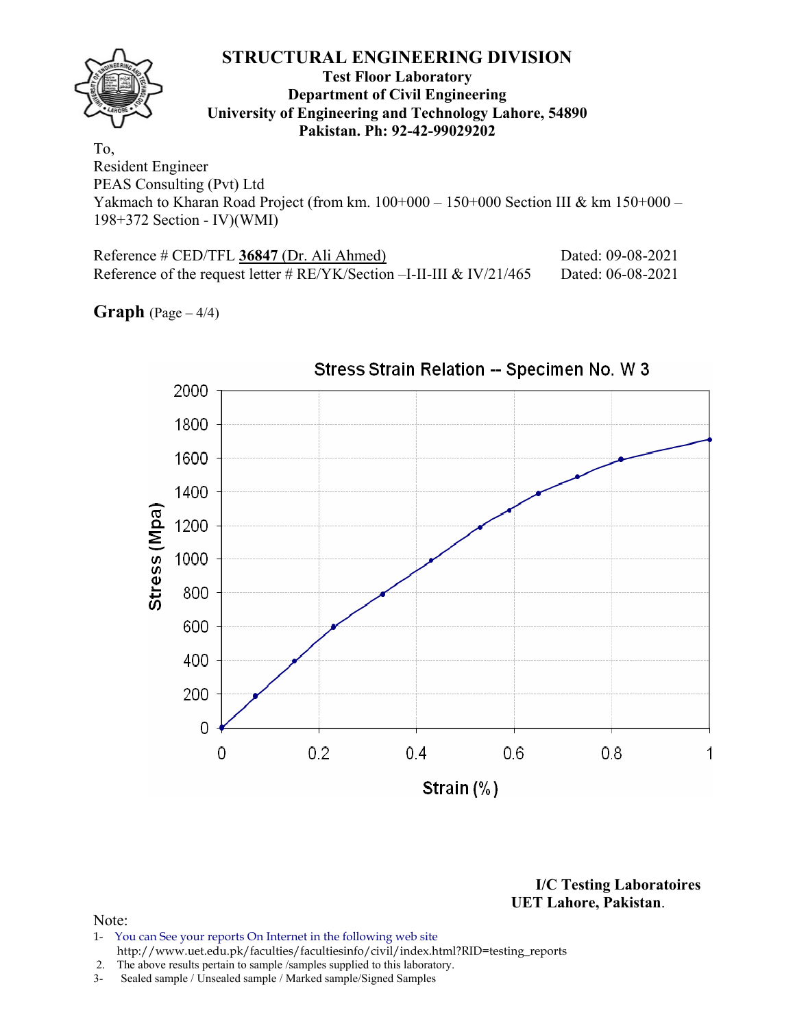# STRUCTURAL ENGINEERING DIVISION

**Test Floor Laboratory**
**Department of Civil Engineering**
**University of Engineering and Technology Lahore, 54890**
**Pakistan. Ph: 92-42-99029202**

To,
Resident Engineer
PEAS Consulting (Pvt) Ltd
Yakmach to Kharan Road Project (from km. 100+000 – 150+000 Section III & km 150+000 – 198+372 Section - IV)(WMI)

Reference # CED/TFL **36847** (Dr. Ali Ahmed) Dated: 09-08-2021
Reference of the request letter # RE/YK/Section –I-II-III & IV/21/465 Dated: 06-08-2021

**Graph** (Page – 4/4)

Stress Strain Relation -- Specimen No. W 3

Stress (Mpa)

Strain (%)

**I/C Testing Laboratoires**
**UET Lahore, Pakistan.**

Note:
1- You can See your reports On Internet in the following web site
http://www.uet.edu.pk/faculties/facultiesinfo/civil/index.html?RID=testing_reports
2. The above results pertain to sample /samples supplied to this laboratory.
3- Sealed sample / Unsealed sample / Marked sample/Signed Samples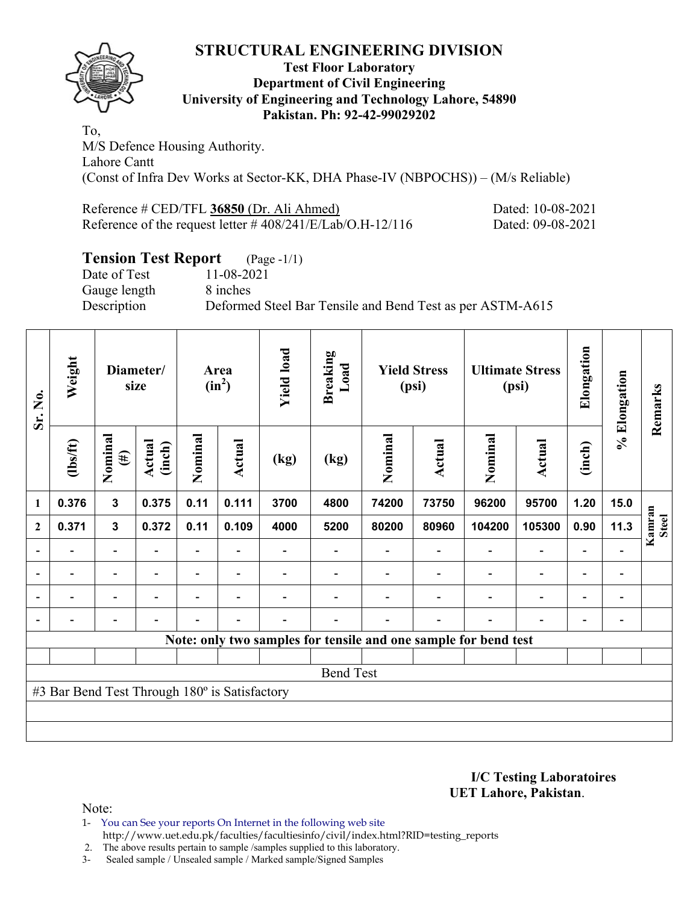# STRUCTURAL ENGINEERING DIVISION

**Test Floor Laboratory**
**Department of Civil Engineering**
**University of Engineering and Technology Lahore, 54890**
**Pakistan. Ph: 92-42-99029202**

To,
M/S Defence Housing Authority.
Lahore Cantt
(Const of Infra Dev Works at Sector-KK, DHA Phase-IV (NBPOCHS)) – (M/s Reliable)

Reference # CED/TFL **36850** (Dr. Ali Ahmed) Dated: 10-08-2021
Reference of the request letter # 408/241/E/Lab/O.H-12/116 Dated: 09-08-2021

## Tension Test Report (Page -1/1)

Date of Test 11-08-2021
Gauge length 8 inches
Description Deformed Steel Bar Tensile and Bend Test as per ASTM-A615

| Sr. No. | Weight | Diameter/ size | | Area ($in^2$) | | Yield load | Breaking Load | Yield Stress (psi) | | Ultimate Stress (psi) | | Elongation | % Elongation | Remarks |
|---|---|---|---|---|---|---|---|---|---|---|---|---|---|---|
| | (lbs/ft) | Nominal (#) | Actual (inch) | Nominal | Actual | (kg) | (kg) | Nominal | Actual | Nominal | Actual | (inch) | | |
| 1 | 0.376 | 3 | 0.375 | 0.11 | 0.111 | 3700 | 4800 | 74200 | 73750 | 96200 | 95700 | 1.20 | 15.0 | Kamran Steel |
| 2 | 0.371 | 3 | 0.372 | 0.11 | 0.109 | 4000 | 5200 | 80200 | 80960 | 104200 | 105300 | 0.90 | 11.3 | |
| - | - | - | - | - | - | - | - | - | - | - | - | - | - | |
| - | - | - | - | - | - | - | - | - | - | - | - | - | - | |
| - | - | - | - | - | - | - | - | - | - | - | - | - | - | |
| - | - | - | - | - | - | - | - | - | - | - | - | - | - | |
| **Note: only two samples for tensile and one sample for bend test** | | | | | | | | | | | | | | |
| | | | | | | | | | | | | | | |
| Bend Test | | | | | | | | | | | | | | |
| #3 Bar Bend Test Through 180º is Satisfactory | | | | | | | | | | | | | | |

**I/C Testing Laboratoires**
**UET Lahore, Pakistan**.

Note:
1- You can See your reports On Internet in the following web site
http://www.uet.edu.pk/faculties/facultiesinfo/civil/index.html?RID=testing_reports
2. The above results pertain to sample /samples supplied to this laboratory.
3- Sealed sample / Unsealed sample / Marked sample/Signed Samples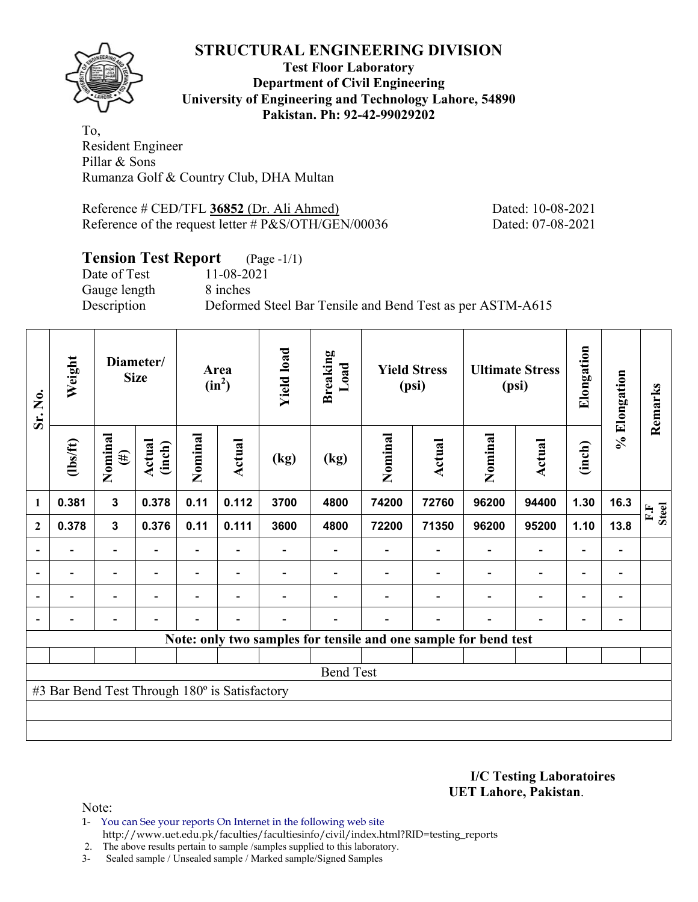# STRUCTURAL ENGINEERING DIVISION

**Test Floor Laboratory**
**Department of Civil Engineering**
**University of Engineering and Technology Lahore, 54890**
**Pakistan. Ph: 92-42-99029202**

To,
Resident Engineer
Pillar & Sons
Rumanza Golf & Country Club, DHA Multan

Reference # CED/TFL **36852** (Dr. Ali Ahmed) Dated: 10-08-2021
Reference of the request letter # P&S/OTH/GEN/00036 Dated: 07-08-2021

## Tension Test Report (Page -1/1)

Date of Test 11-08-2021
Gauge length 8 inches
Description Deformed Steel Bar Tensile and Bend Test as per ASTM-A615

| Sr. No. | Weight | Diameter/ Size | | Area ($in^2$) | | Yield load | Breaking Load | Yield Stress (psi) | | Ultimate Stress (psi) | | Elongation | % Elongation | Remarks |
|---|---|---|---|---|---|---|---|---|---|---|---|---|---|---|
| | (lbs/ft) | Nominal (#) | Actual (inch) | Nominal | Actual | (kg) | (kg) | Nominal | Actual | Nominal | Actual | (inch) | | |
| 1 | 0.381 | 3 | 0.378 | 0.11 | 0.112 | 3700 | 4800 | 74200 | 72760 | 96200 | 94400 | 1.30 | 16.3 | F.F Steel |
| 2 | 0.378 | 3 | 0.376 | 0.11 | 0.111 | 3600 | 4800 | 72200 | 71350 | 96200 | 95200 | 1.10 | 13.8 | |
| - | - | - | - | - | - | - | - | - | - | - | - | - | - | |
| - | - | - | - | - | - | - | - | - | - | - | - | - | - | |
| - | - | - | - | - | - | - | - | - | - | - | - | - | - | |
| - | - | - | - | - | - | - | - | - | - | - | - | - | - | |
| Note: only two samples for tensile and one sample for bend test | | | | | | | | | | | | | | |
| Bend Test | | | | | | | | | | | | | | |
| #3 Bar Bend Test Through 180º is Satisfactory | | | | | | | | | | | | | | |

**I/C Testing Laboratoires**
**UET Lahore, Pakistan**.

Note:
1- You can See your reports On Internet in the following web site
http://www.uet.edu.pk/faculties/facultiesinfo/civil/index.html?RID=testing_reports
2. The above results pertain to sample /samples supplied to this laboratory.
3- Sealed sample / Unsealed sample / Marked sample/Signed Samples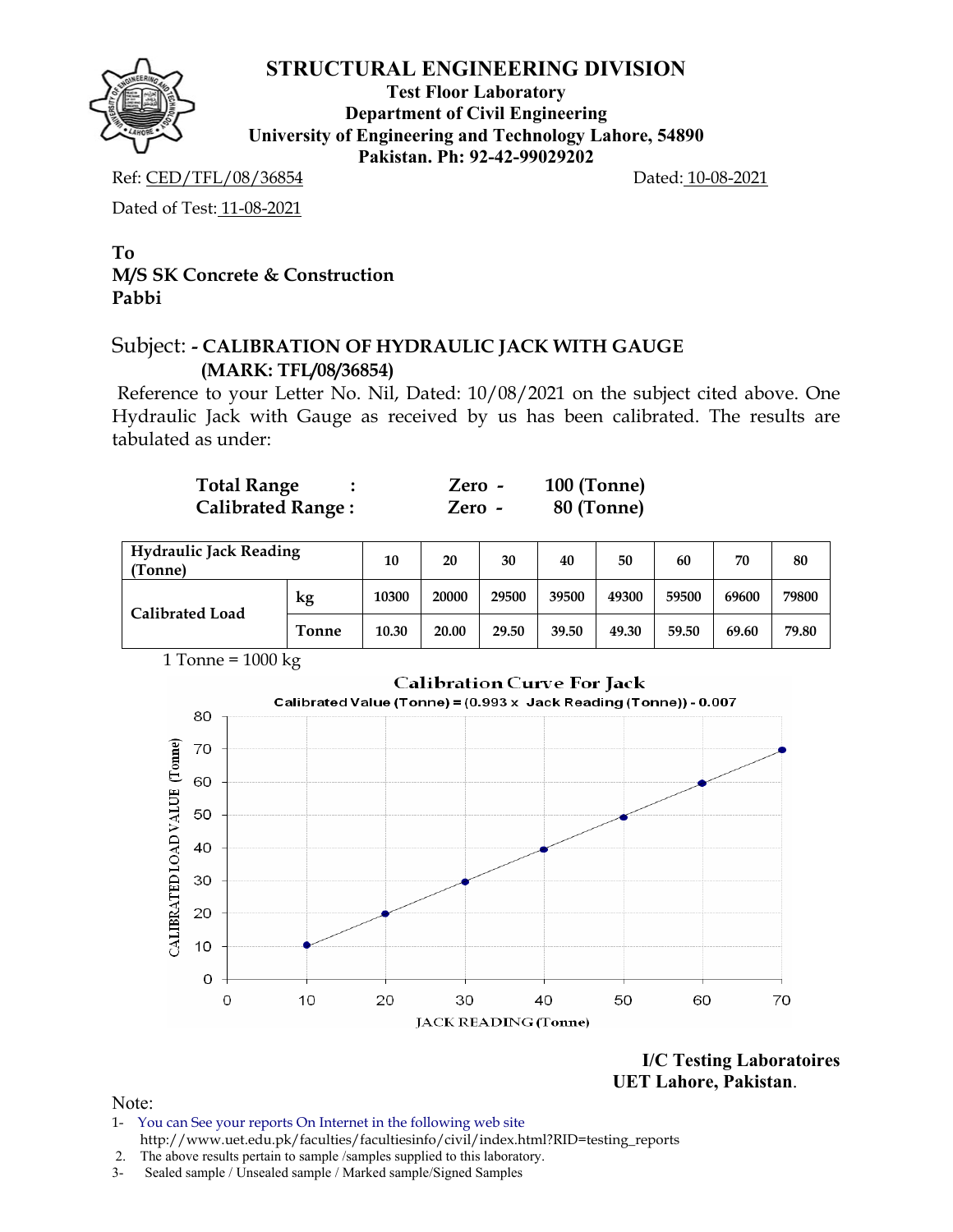# STRUCTURAL ENGINEERING DIVISION

**Test Floor Laboratory**
**Department of Civil Engineering**
**University of Engineering and Technology Lahore, 54890**
**Pakistan. Ph: 92-42-99029202**

Ref: CED/TFL/08/36854 Dated: 10-08-2021

Dated of Test: 11-08-2021

**To**
**M/S SK Concrete & Construction**
**Pabbi**

Subject: **- CALIBRATION OF HYDRAULIC JACK WITH GAUGE (MARK: TFL/08/36854)**

Reference to your Letter No. Nil, Dated: 10/08/2021 on the subject cited above. One Hydraulic Jack with Gauge as received by us has been calibrated. The results are tabulated as under:

**Total Range : Zero - 100 (Tonne)**
**Calibrated Range : Zero - 80 (Tonne)**

| Hydraulic Jack Reading (Tonne) | | 10 | 20 | 30 | 40 | 50 | 60 | 70 | 80 |
|---|---|---|---|---|---|---|---|---|---|
| Calibrated Load | kg | 10300 | 20000 | 29500 | 39500 | 49300 | 59500 | 69600 | 79800 |
| | Tonne | 10.30 | 20.00 | 29.50 | 39.50 | 49.30 | 59.50 | 69.60 | 79.80 |

1 Tonne = 1000 kg

**Calibration Curve For Jack**

Calibrated Value (Tonne) = (0.993 x Jack Reading (Tonne)) - 0.007

**I/C Testing Laboratoires**
**UET Lahore, Pakistan**.

Note:

1- You can See your reports On Internet in the following web site http://www.uet.edu.pk/faculties/facultiesinfo/civil/index.html?RID=testing_reports
2. The above results pertain to sample /samples supplied to this laboratory.
3- Sealed sample / Unsealed sample / Marked sample/Signed Samples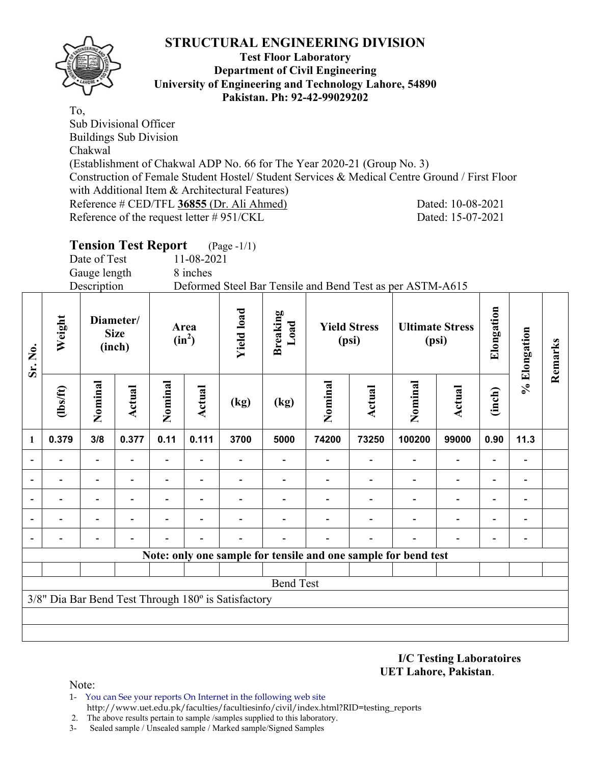# STRUCTURAL ENGINEERING DIVISION

**Test Floor Laboratory**
**Department of Civil Engineering**
**University of Engineering and Technology Lahore, 54890**
**Pakistan. Ph: 92-42-99029202**

To,
Sub Divisional Officer
Buildings Sub Division
Chakwal
(Establishment of Chakwal ADP No. 66 for The Year 2020-21 (Group No. 3)
Construction of Female Student Hostel/ Student Services & Medical Centre Ground / First Floor with Additional Item & Architectural Features)
Reference # CED/TFL **36855** (Dr. Ali Ahmed) Dated: 10-08-2021
Reference of the request letter # 951/CKL Dated: 15-07-2021

## Tension Test Report (Page -1/1)

Date of Test 11-08-2021
Gauge length 8 inches
Description Deformed Steel Bar Tensile and Bend Test as per ASTM-A615

| Sr. No. | Weight | Diameter/ Size (inch) | | Area ($in^2$) | | Yield load | Breaking Load | Yield Stress (psi) | | Ultimate Stress (psi) | | Elongation | % Elongation | Remarks |
|---|---|---|---|---|---|---|---|---|---|---|---|---|---|---|
| | (lbs/ft) | Nominal | Actual | Nominal | Actual | (kg) | (kg) | Nominal | Actual | Nominal | Actual | (inch) | | |
| **1** | **0.379** | **3/8** | **0.377** | **0.11** | **0.111** | **3700** | **5000** | **74200** | **73250** | **100200** | **99000** | **0.90** | **11.3** | |
| - | - | - | - | - | - | - | - | - | - | - | - | - | - | |
| - | - | - | - | - | - | - | - | - | - | - | - | - | - | |
| - | - | - | - | - | - | - | - | - | - | - | - | - | - | |
| - | - | - | - | - | - | - | - | - | - | - | - | - | - | |
| - | - | - | - | - | - | - | - | - | - | - | - | - | - | |
| **Note: only one sample for tensile and one sample for bend test** | | | | | | | | | | | | | | |
| | | | | | | | | | | | | | | |
| Bend Test | | | | | | | | | | | | | | |
| 3/8" Dia Bar Bend Test Through 180º is Satisfactory | | | | | | | | | | | | | | |

**I/C Testing Laboratoires**
**UET Lahore, Pakistan**.

Note:
1- You can See your reports On Internet in the following web site
http://www.uet.edu.pk/faculties/facultiesinfo/civil/index.html?RID=testing_reports
2. The above results pertain to sample /samples supplied to this laboratory.
3- Sealed sample / Unsealed sample / Marked sample/Signed Samples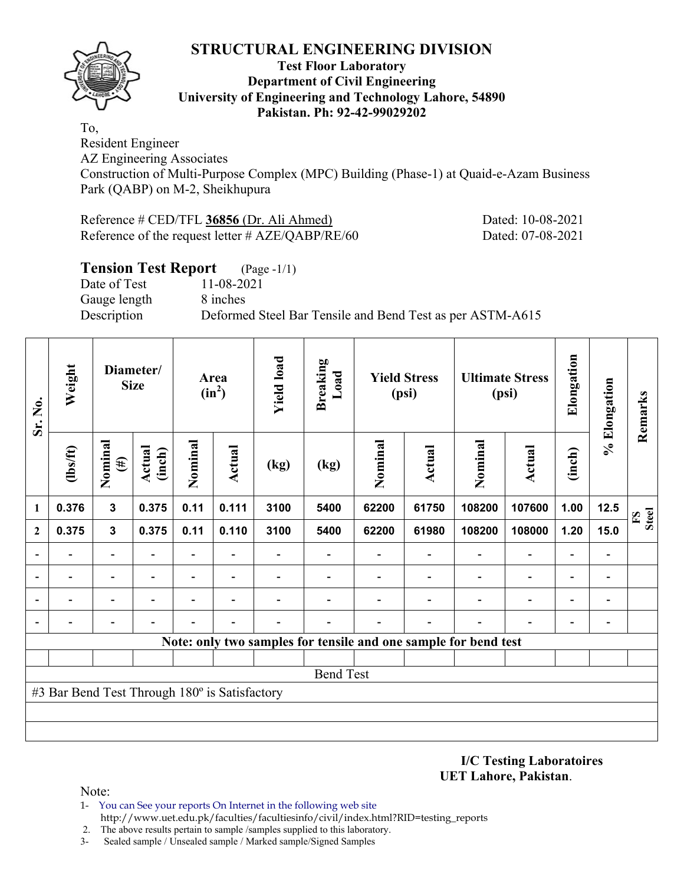# STRUCTURAL ENGINEERING DIVISION

**Test Floor Laboratory**
**Department of Civil Engineering**
**University of Engineering and Technology Lahore, 54890**
**Pakistan. Ph: 92-42-99029202**

To,
Resident Engineer
AZ Engineering Associates
Construction of Multi-Purpose Complex (MPC) Building (Phase-1) at Quaid-e-Azam Business Park (QABP) on M-2, Sheikhupura

Reference # CED/TFL **36856** (Dr. Ali Ahmed) Dated: 10-08-2021
Reference of the request letter # AZE/QABP/RE/60 Dated: 07-08-2021

## Tension Test Report (Page -1/1)

Date of Test 11-08-2021
Gauge length 8 inches
Description Deformed Steel Bar Tensile and Bend Test as per ASTM-A615

| Sr. No. | Weight | Diameter/ Size | | Area ($in^2$) | | Yield load | Breaking Load | Yield Stress (psi) | | Ultimate Stress (psi) | | Elongation | % Elongation | Remarks |
|---|---|---|---|---|---|---|---|---|---|---|---|---|---|---|
| | (lbs/ft) | Nominal (#) | Actual (inch) | Nominal | Actual | (kg) | (kg) | Nominal | Actual | Nominal | Actual | (inch) | | |
| 1 | 0.376 | 3 | 0.375 | 0.11 | 0.111 | 3100 | 5400 | 62200 | 61750 | 108200 | 107600 | 1.00 | 12.5 | FS Steel |
| 2 | 0.375 | 3 | 0.375 | 0.11 | 0.110 | 3100 | 5400 | 62200 | 61980 | 108200 | 108000 | 1.20 | 15.0 | |
| - | - | - | - | - | - | - | - | - | - | - | - | - | - | |
| - | - | - | - | - | - | - | - | - | - | - | - | - | - | |
| - | - | - | - | - | - | - | - | - | - | - | - | - | - | |
| - | - | - | - | - | - | - | - | - | - | - | - | - | - | |
| Note: only two samples for tensile and one sample for bend test | | | | | | | | | | | | | | |
| Bend Test | | | | | | | | | | | | | | |
| #3 Bar Bend Test Through 180º is Satisfactory | | | | | | | | | | | | | | |

**I/C Testing Laboratoires**
**UET Lahore, Pakistan**.

Note:
1- You can See your reports On Internet in the following web site
http://www.uet.edu.pk/faculties/facultiesinfo/civil/index.html?RID=testing_reports
2. The above results pertain to sample /samples supplied to this laboratory.
3- Sealed sample / Unsealed sample / Marked sample/Signed Samples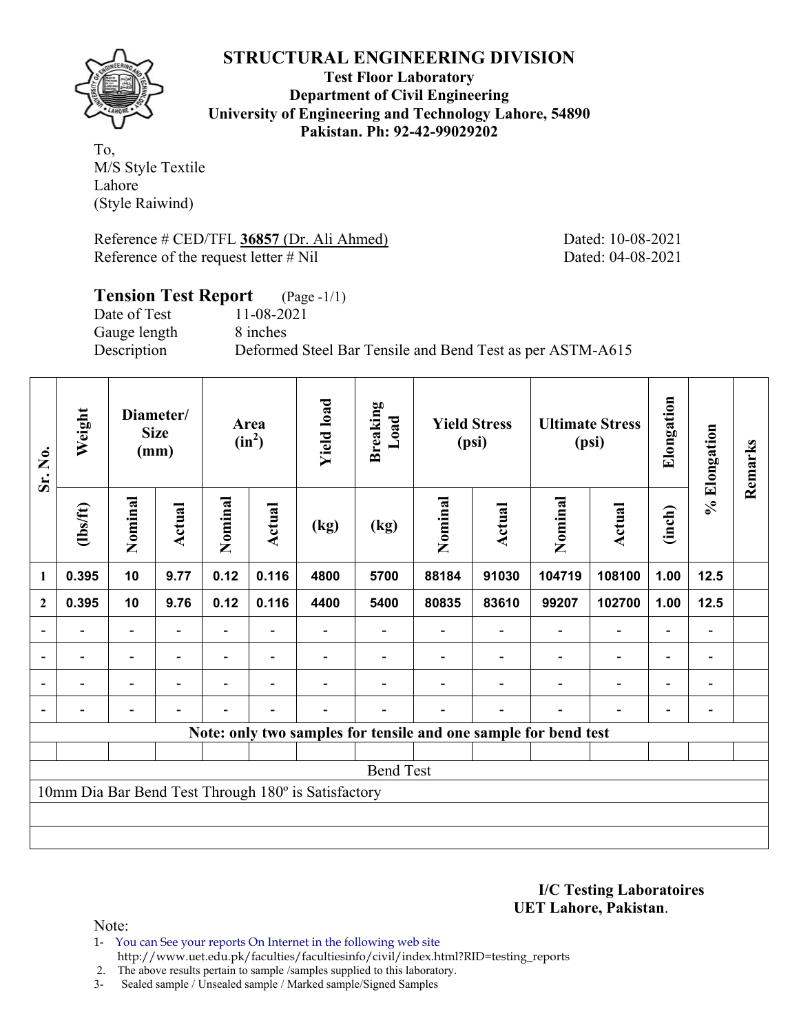# STRUCTURAL ENGINEERING DIVISION

**Test Floor Laboratory**
**Department of Civil Engineering**
**University of Engineering and Technology Lahore, 54890**
**Pakistan. Ph: 92-42-99029202**

To,
M/S Style Textile
Lahore
(Style Raiwind)

Reference # CED/TFL **36857** (Dr. Ali Ahmed) Dated: 10-08-2021
Reference of the request letter # Nil Dated: 04-08-2021

## Tension Test Report (Page -1/1)

Date of Test 11-08-2021
Gauge length 8 inches
Description Deformed Steel Bar Tensile and Bend Test as per ASTM-A615

| Sr. No. | Weight | Diameter/ Size (mm) | | Area ($in^2$) | | Yield load | Breaking Load | Yield Stress (psi) | | Ultimate Stress (psi) | | Elongation | % Elongation | Remarks |
|---|---|---|---|---|---|---|---|---|---|---|---|---|---|---|
| | (lbs/ft) | Nominal | Actual | Nominal | Actual | (kg) | (kg) | Nominal | Actual | Nominal | Actual | (inch) | | |
| 1 | 0.395 | 10 | 9.77 | 0.12 | 0.116 | 4800 | 5700 | 88184 | 91030 | 104719 | 108100 | 1.00 | 12.5 | |
| 2 | 0.395 | 10 | 9.76 | 0.12 | 0.116 | 4400 | 5400 | 80835 | 83610 | 99207 | 102700 | 1.00 | 12.5 | |
| - | - | - | - | - | - | - | - | - | - | - | - | - | - | |
| - | - | - | - | - | - | - | - | - | - | - | - | - | - | |
| - | - | - | - | - | - | - | - | - | - | - | - | - | - | |
| - | - | - | - | - | - | - | - | - | - | - | - | - | - | |
| Note: only two samples for tensile and one sample for bend test | | | | | | | | | | | | | | |
| | | | | | | | | | | | | | | |
| Bend Test | | | | | | | | | | | | | | |
| 10mm Dia Bar Bend Test Through 180º is Satisfactory | | | | | | | | | | | | | | |

**I/C Testing Laboratoires**
**UET Lahore, Pakistan**.

Note:
1- You can See your reports On Internet in the following web site
http://www.uet.edu.pk/faculties/facultiesinfo/civil/index.html?RID=testing_reports
2. The above results pertain to sample /samples supplied to this laboratory.
3- Sealed sample / Unsealed sample / Marked sample/Signed Samples